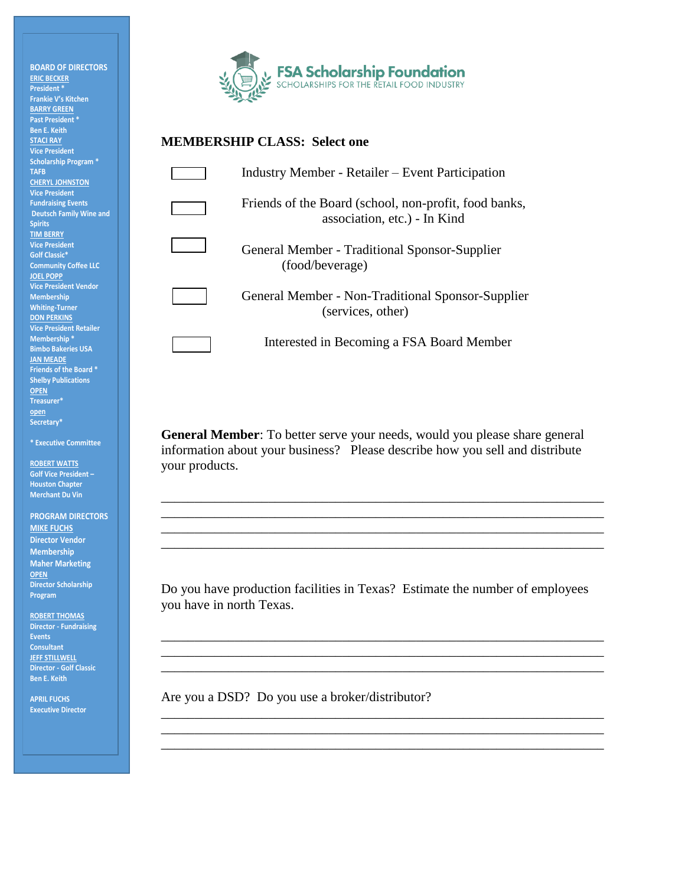**BOARD OF DIRECTORS**

**ERIC BECKER**
President *
Frankie V's Kitchen

**BARRY GREEN**
Past President *
Ben E. Keith

**STACI RAY**
Vice President
Scholarship Program *
TAFB

**CHERYL JOHNSTON**
Vice President
Fundraising Events
Deutsch Family Wine and Spirits

**TIM BERRY**
Vice President
Golf Classic*
Community Coffee LLC

**JOEL POPP**
Vice President Vendor Membership
Whiting-Turner

**DON PERKINS**
Vice President Retailer Membership *
Bimbo Bakeries USA

**JAN MEADE**
Friends of the Board *
Shelby Publications

**OPEN**
Treasurer*

**open**
Secretary*

* Executive Committee

**ROBERT WATTS**
Golf Vice President – Houston Chapter
Merchant Du Vin

**PROGRAM DIRECTORS**

**MIKE FUCHS**
Director Vendor Membership
Maher Marketing

**OPEN**
Director Scholarship Program

**ROBERT THOMAS**
Director - Fundraising Events
Consultant

**JEFF STILLWELL**
Director - Golf Classic
Ben E. Keith

**APRIL FUCHS**
Executive Director

# FSA Scholarship Foundation
SCHOLARSHIPS FOR THE RETAIL FOOD INDUSTRY

## MEMBERSHIP CLASS: Select one

☐ Industry Member - Retailer – Event Participation

☐ Friends of the Board (school, non-profit, food banks, association, etc.) - In Kind

☐ General Member - Traditional Sponsor-Supplier (food/beverage)

☐ General Member - Non-Traditional Sponsor-Supplier (services, other)

☐ Interested in Becoming a FSA Board Member

**General Member**: To better serve your needs, would you please share general information about your business? Please describe how you sell and distribute your products.

____________________________________________________________
____________________________________________________________
____________________________________________________________
____________________________________________________________

Do you have production facilities in Texas? Estimate the number of employees you have in north Texas.

____________________________________________________________
____________________________________________________________
____________________________________________________________

Are you a DSD? Do you use a broker/distributor?

____________________________________________________________
____________________________________________________________
____________________________________________________________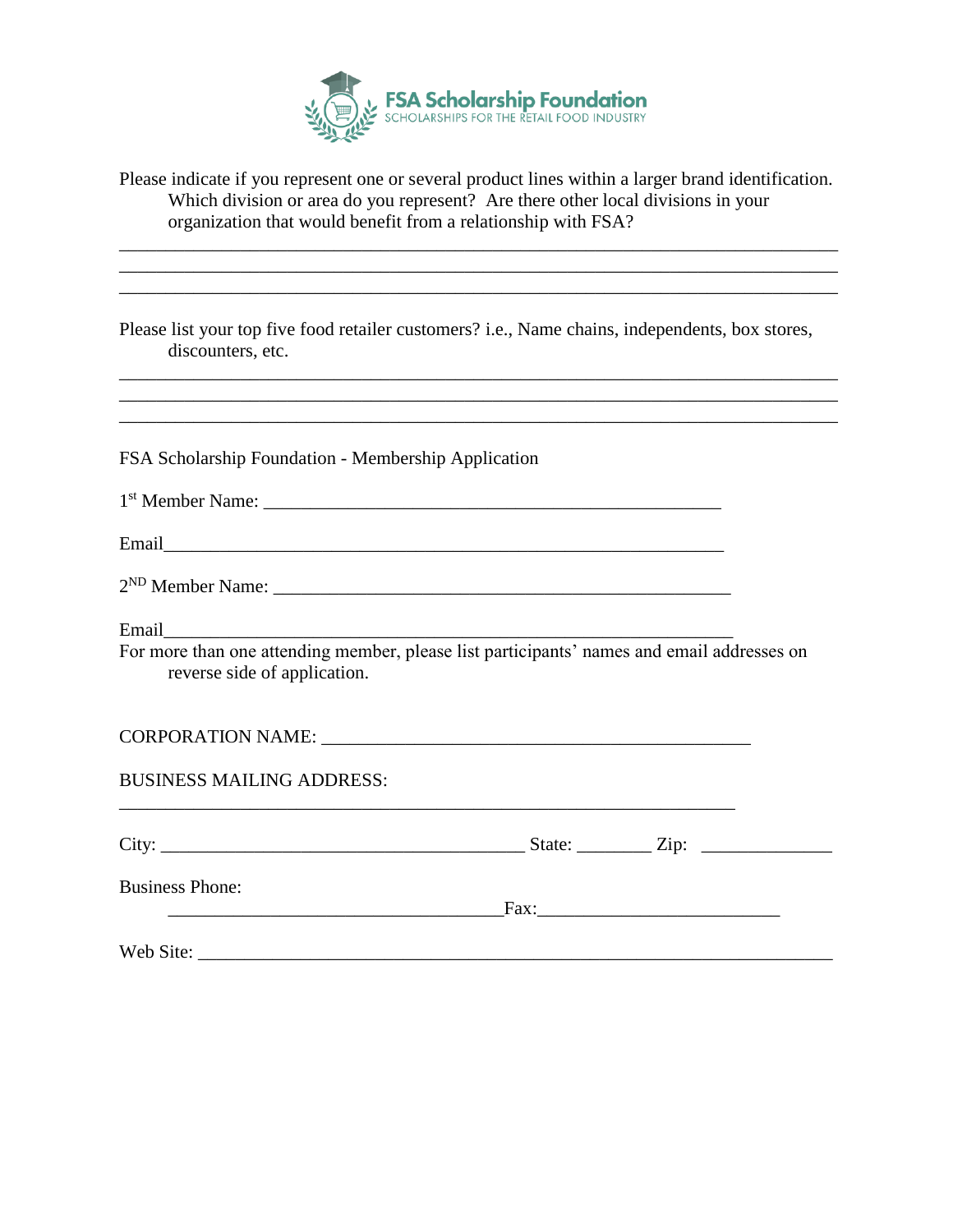FSA Scholarship Foundation
SCHOLARSHIPS FOR THE RETAIL FOOD INDUSTRY

Please indicate if you represent one or several product lines within a larger brand identification. Which division or area do you represent? Are there other local divisions in your organization that would benefit from a relationship with FSA?

______________________________________________________________________________
______________________________________________________________________________
______________________________________________________________________________

Please list your top five food retailer customers? i.e., Name chains, independents, box stores, discounters, etc.

______________________________________________________________________________
______________________________________________________________________________
______________________________________________________________________________

FSA Scholarship Foundation - Membership Application

1st Member Name: _________________________________________________

Email____________________________________________________________

2ND Member Name: ________________________________________________

Email____________________________________________________________

For more than one attending member, please list participants' names and email addresses on reverse side of application.

CORPORATION NAME: ____________________________________________

BUSINESS MAILING ADDRESS:

_____________________________________________________________

City: ______________________________________ State: ________ Zip: ______________

Business Phone: ____________________________________ Fax: _________________________

Web Site: ______________________________________________________________________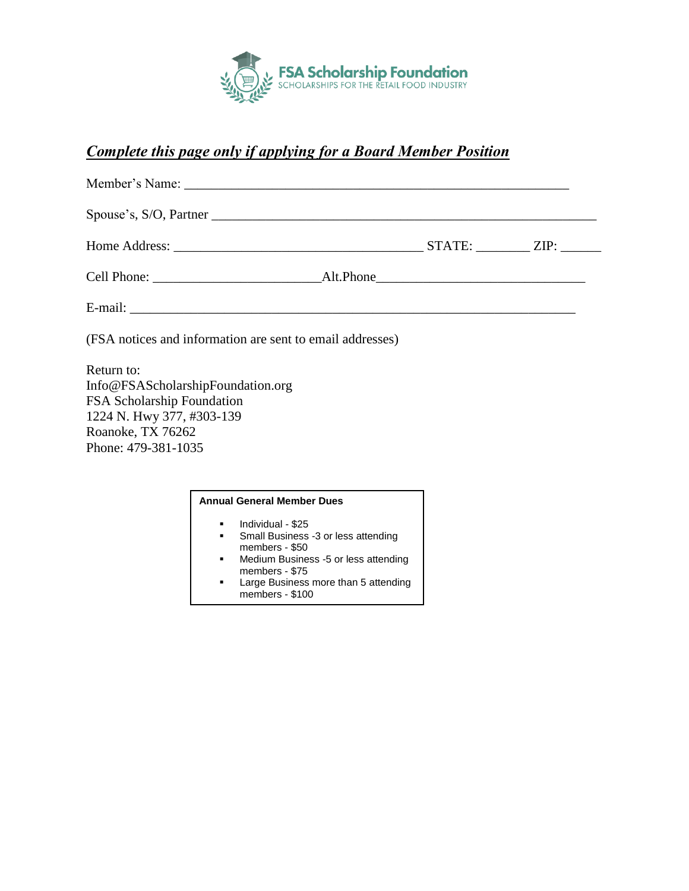FSA Scholarship Foundation
SCHOLARSHIPS FOR THE RETAIL FOOD INDUSTRY

## ***Complete this page only if applying for a Board Member Position***

Member's Name: ___________________________________________________________

Spouse's, S/O, Partner ___________________________________________________________

Home Address: ______________________________________ STATE: ________ ZIP: ______

Cell Phone: _________________________Alt.Phone_______________________________

E-mail: ____________________________________________________________________

(FSA notices and information are sent to email addresses)

Return to:
Info@FSAScholarshipFoundation.org
FSA Scholarship Foundation
1224 N. Hwy 377, #303-139
Roanoke, TX 76262
Phone: 479-381-1035

**Annual General Member Dues**

- Individual - $25
- Small Business -3 or less attending members - $50
- Medium Business -5 or less attending members - $75
- Large Business more than 5 attending members - $100